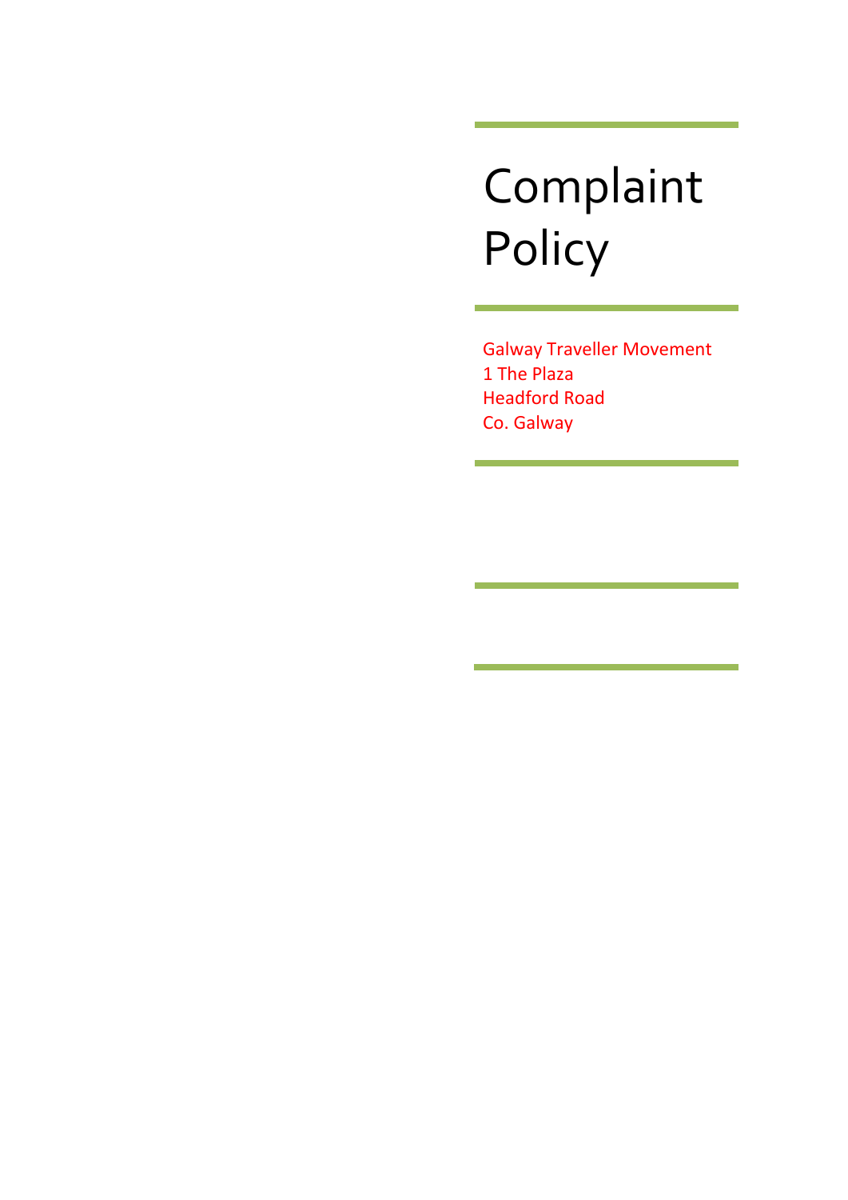# Complaint Policy

Galway Traveller Movement
1 The Plaza
Headford Road
Co. Galway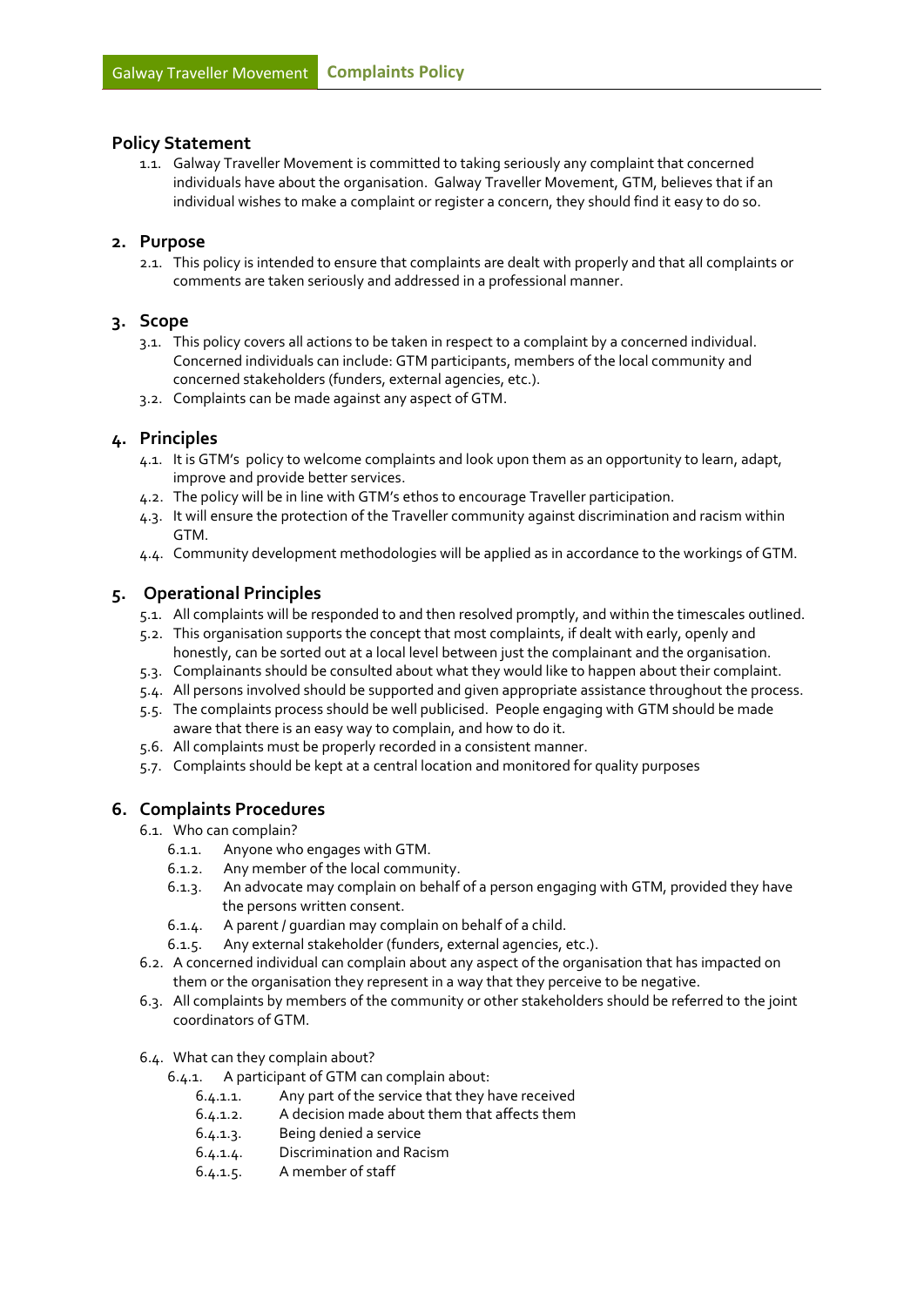## Policy Statement

1.1. Galway Traveller Movement is committed to taking seriously any complaint that concerned individuals have about the organisation. Galway Traveller Movement, GTM, believes that if an individual wishes to make a complaint or register a concern, they should find it easy to do so.

## 2. Purpose

2.1. This policy is intended to ensure that complaints are dealt with properly and that all complaints or comments are taken seriously and addressed in a professional manner.

## 3. Scope

3.1. This policy covers all actions to be taken in respect to a complaint by a concerned individual. Concerned individuals can include: GTM participants, members of the local community and concerned stakeholders (funders, external agencies, etc.).

3.2. Complaints can be made against any aspect of GTM.

## 4. Principles

4.1. It is GTM's policy to welcome complaints and look upon them as an opportunity to learn, adapt, improve and provide better services.

4.2. The policy will be in line with GTM's ethos to encourage Traveller participation.

4.3. It will ensure the protection of the Traveller community against discrimination and racism within GTM.

4.4. Community development methodologies will be applied as in accordance to the workings of GTM.

## 5. Operational Principles

5.1. All complaints will be responded to and then resolved promptly, and within the timescales outlined.

5.2. This organisation supports the concept that most complaints, if dealt with early, openly and honestly, can be sorted out at a local level between just the complainant and the organisation.

5.3. Complainants should be consulted about what they would like to happen about their complaint.

5.4. All persons involved should be supported and given appropriate assistance throughout the process.

5.5. The complaints process should be well publicised. People engaging with GTM should be made aware that there is an easy way to complain, and how to do it.

5.6. All complaints must be properly recorded in a consistent manner.

5.7. Complaints should be kept at a central location and monitored for quality purposes

## 6. Complaints Procedures

6.1. Who can complain?

- 6.1.1. Anyone who engages with GTM.
- 6.1.2. Any member of the local community.
- 6.1.3. An advocate may complain on behalf of a person engaging with GTM, provided they have the persons written consent.
- 6.1.4. A parent / guardian may complain on behalf of a child.
- 6.1.5. Any external stakeholder (funders, external agencies, etc.).

6.2. A concerned individual can complain about any aspect of the organisation that has impacted on them or the organisation they represent in a way that they perceive to be negative.

6.3. All complaints by members of the community or other stakeholders should be referred to the joint coordinators of GTM.

6.4. What can they complain about?

- 6.4.1. A participant of GTM can complain about:
  - 6.4.1.1. Any part of the service that they have received
  - 6.4.1.2. A decision made about them that affects them
  - 6.4.1.3. Being denied a service
  - 6.4.1.4. Discrimination and Racism
  - 6.4.1.5. A member of staff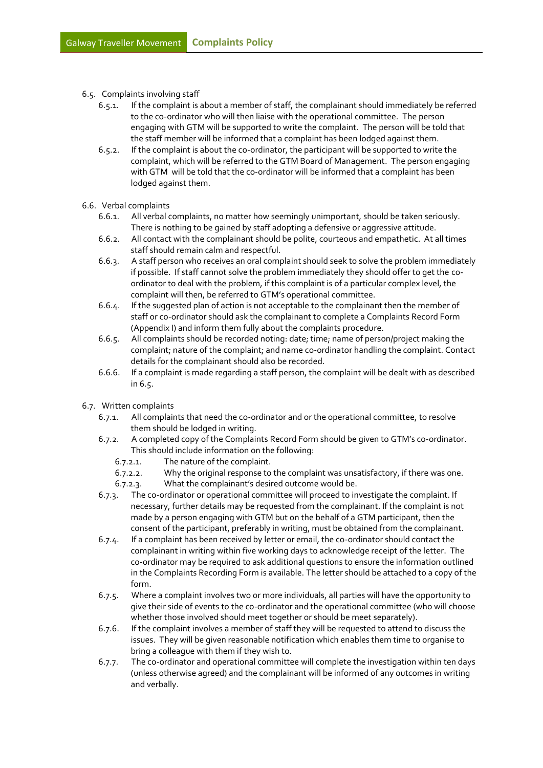6.5. Complaints involving staff

6.5.1. If the complaint is about a member of staff, the complainant should immediately be referred to the co-ordinator who will then liaise with the operational committee. The person engaging with GTM will be supported to write the complaint. The person will be told that the staff member will be informed that a complaint has been lodged against them.

6.5.2. If the complaint is about the co-ordinator, the participant will be supported to write the complaint, which will be referred to the GTM Board of Management. The person engaging with GTM will be told that the co-ordinator will be informed that a complaint has been lodged against them.

6.6. Verbal complaints

6.6.1. All verbal complaints, no matter how seemingly unimportant, should be taken seriously. There is nothing to be gained by staff adopting a defensive or aggressive attitude.

6.6.2. All contact with the complainant should be polite, courteous and empathetic. At all times staff should remain calm and respectful.

6.6.3. A staff person who receives an oral complaint should seek to solve the problem immediately if possible. If staff cannot solve the problem immediately they should offer to get the co-ordinator to deal with the problem, if this complaint is of a particular complex level, the complaint will then, be referred to GTM's operational committee.

6.6.4. If the suggested plan of action is not acceptable to the complainant then the member of staff or co-ordinator should ask the complainant to complete a Complaints Record Form (Appendix I) and inform them fully about the complaints procedure.

6.6.5. All complaints should be recorded noting: date; time; name of person/project making the complaint; nature of the complaint; and name co-ordinator handling the complaint. Contact details for the complainant should also be recorded.

6.6.6. If a complaint is made regarding a staff person, the complaint will be dealt with as described in 6.5.

6.7. Written complaints

6.7.1. All complaints that need the co-ordinator and or the operational committee, to resolve them should be lodged in writing.

6.7.2. A completed copy of the Complaints Record Form should be given to GTM's co-ordinator. This should include information on the following:

6.7.2.1. The nature of the complaint.

6.7.2.2. Why the original response to the complaint was unsatisfactory, if there was one.

6.7.2.3. What the complainant's desired outcome would be.

6.7.3. The co-ordinator or operational committee will proceed to investigate the complaint. If necessary, further details may be requested from the complainant. If the complaint is not made by a person engaging with GTM but on the behalf of a GTM participant, then the consent of the participant, preferably in writing, must be obtained from the complainant.

6.7.4. If a complaint has been received by letter or email, the co-ordinator should contact the complainant in writing within five working days to acknowledge receipt of the letter. The co-ordinator may be required to ask additional questions to ensure the information outlined in the Complaints Recording Form is available. The letter should be attached to a copy of the form.

6.7.5. Where a complaint involves two or more individuals, all parties will have the opportunity to give their side of events to the co-ordinator and the operational committee (who will choose whether those involved should meet together or should be meet separately).

6.7.6. If the complaint involves a member of staff they will be requested to attend to discuss the issues. They will be given reasonable notification which enables them time to organise to bring a colleague with them if they wish to.

6.7.7. The co-ordinator and operational committee will complete the investigation within ten days (unless otherwise agreed) and the complainant will be informed of any outcomes in writing and verbally.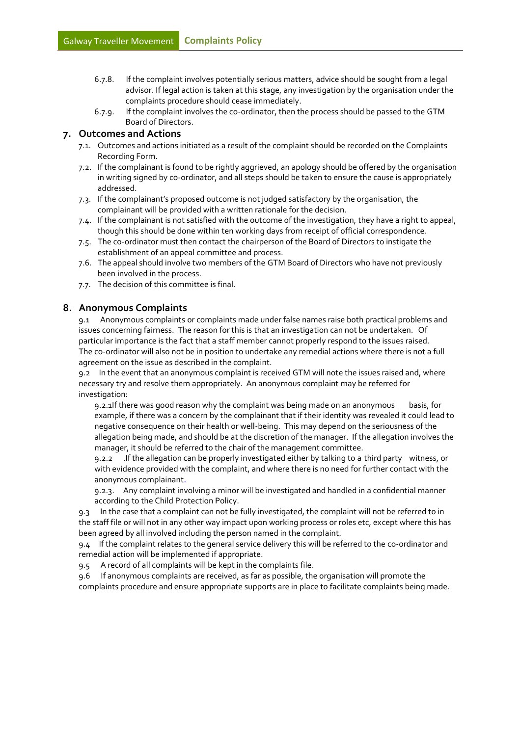6.7.8. If the complaint involves potentially serious matters, advice should be sought from a legal advisor. If legal action is taken at this stage, any investigation by the organisation under the complaints procedure should cease immediately.

6.7.9. If the complaint involves the co-ordinator, then the process should be passed to the GTM Board of Directors.

## 7. Outcomes and Actions

7.1. Outcomes and actions initiated as a result of the complaint should be recorded on the Complaints Recording Form.

7.2. If the complainant is found to be rightly aggrieved, an apology should be offered by the organisation in writing signed by co-ordinator, and all steps should be taken to ensure the cause is appropriately addressed.

7.3. If the complainant's proposed outcome is not judged satisfactory by the organisation, the complainant will be provided with a written rationale for the decision.

7.4. If the complainant is not satisfied with the outcome of the investigation, they have a right to appeal, though this should be done within ten working days from receipt of official correspondence.

7.5. The co-ordinator must then contact the chairperson of the Board of Directors to instigate the establishment of an appeal committee and process.

7.6. The appeal should involve two members of the GTM Board of Directors who have not previously been involved in the process.

7.7. The decision of this committee is final.

## 8. Anonymous Complaints

9.1 Anonymous complaints or complaints made under false names raise both practical problems and issues concerning fairness. The reason for this is that an investigation can not be undertaken. Of particular importance is the fact that a staff member cannot properly respond to the issues raised. The co-ordinator will also not be in position to undertake any remedial actions where there is not a full agreement on the issue as described in the complaint.

9.2 In the event that an anonymous complaint is received GTM will note the issues raised and, where necessary try and resolve them appropriately. An anonymous complaint may be referred for investigation:

9.2.1 If there was good reason why the complaint was being made on an anonymous basis, for example, if there was a concern by the complainant that if their identity was revealed it could lead to negative consequence on their health or well-being. This may depend on the seriousness of the allegation being made, and should be at the discretion of the manager. If the allegation involves the manager, it should be referred to the chair of the management committee.

9.2.2 .If the allegation can be properly investigated either by talking to a third party witness, or with evidence provided with the complaint, and where there is no need for further contact with the anonymous complainant.

9.2.3. Any complaint involving a minor will be investigated and handled in a confidential manner according to the Child Protection Policy.

9.3 In the case that a complaint can not be fully investigated, the complaint will not be referred to in the staff file or will not in any other way impact upon working process or roles etc, except where this has been agreed by all involved including the person named in the complaint.

9.4 If the complaint relates to the general service delivery this will be referred to the co-ordinator and remedial action will be implemented if appropriate.

9.5 A record of all complaints will be kept in the complaints file.

9.6 If anonymous complaints are received, as far as possible, the organisation will promote the complaints procedure and ensure appropriate supports are in place to facilitate complaints being made.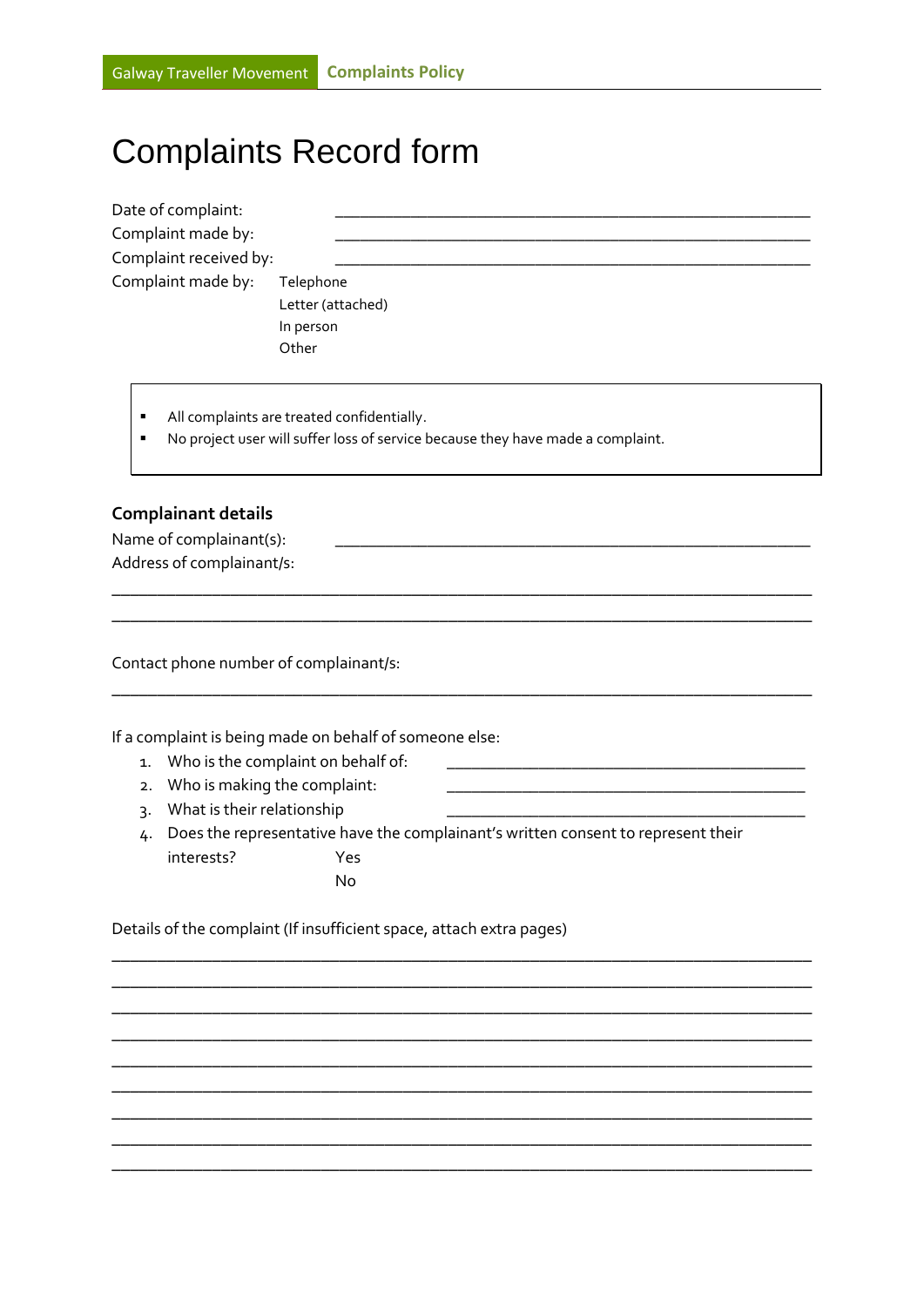# Complaints Record form

Date of complaint: ______________________________________________

Complaint made by: ______________________________________________

Complaint received by: ______________________________________________

Complaint made by:
- Telephone
- Letter (attached)
- In person
- Other

> - All complaints are treated confidentially.
> - No project user will suffer loss of service because they have made a complaint.

## Complainant details

Name of complainant(s): ______________________________________________

Address of complainant/s:

______________________________________________________________________

______________________________________________________________________

Contact phone number of complainant/s:

______________________________________________________________________

If a complaint is being made on behalf of someone else:

1. Who is the complaint on behalf of: ____________________________________
2. Who is making the complaint: ____________________________________
3. What is their relationship ____________________________________
4. Does the representative have the complainant's written consent to represent their interests?
   - Yes
   - No

Details of the complaint (If insufficient space, attach extra pages)

______________________________________________________________________

______________________________________________________________________

______________________________________________________________________

______________________________________________________________________

______________________________________________________________________

______________________________________________________________________

______________________________________________________________________

______________________________________________________________________

______________________________________________________________________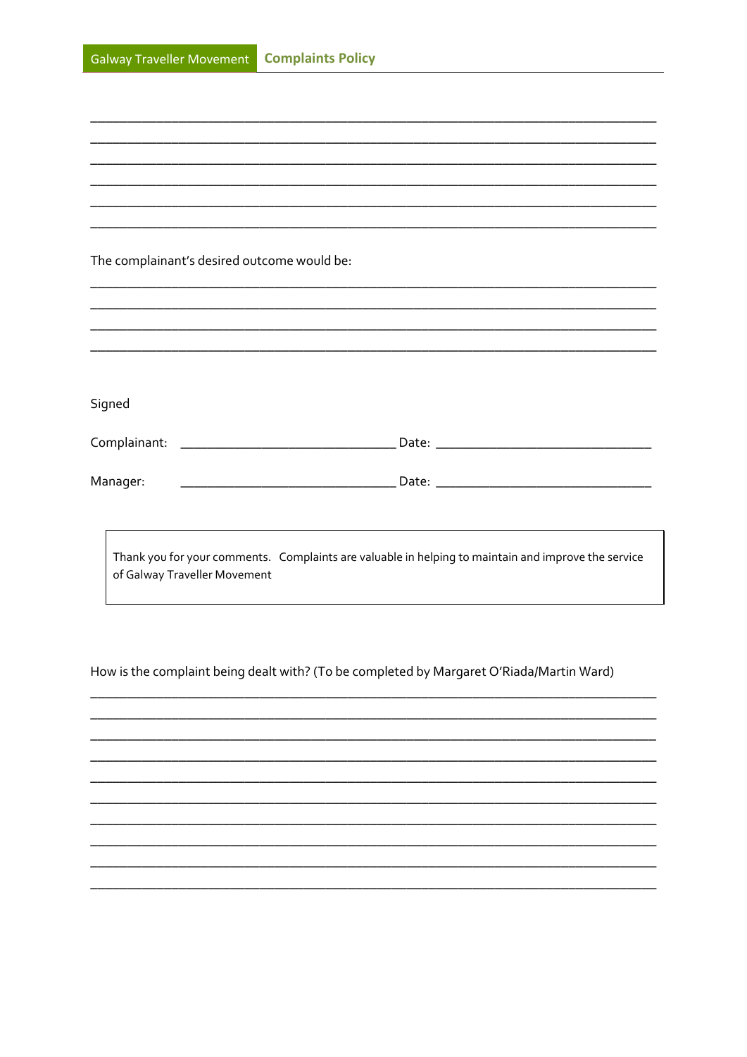______________________________________________________________________________
______________________________________________________________________________
______________________________________________________________________________
______________________________________________________________________________
______________________________________________________________________________
______________________________________________________________________________

The complainant's desired outcome would be:

______________________________________________________________________________
______________________________________________________________________________
______________________________________________________________________________
______________________________________________________________________________

Signed

Complainant: _____________________________ Date: _____________________________

Manager: _____________________________ Date: _____________________________

> Thank you for your comments. Complaints are valuable in helping to maintain and improve the service of Galway Traveller Movement

How is the complaint being dealt with? (To be completed by Margaret O'Riada/Martin Ward)

______________________________________________________________________________
______________________________________________________________________________
______________________________________________________________________________
______________________________________________________________________________
______________________________________________________________________________
______________________________________________________________________________
______________________________________________________________________________
______________________________________________________________________________
______________________________________________________________________________
______________________________________________________________________________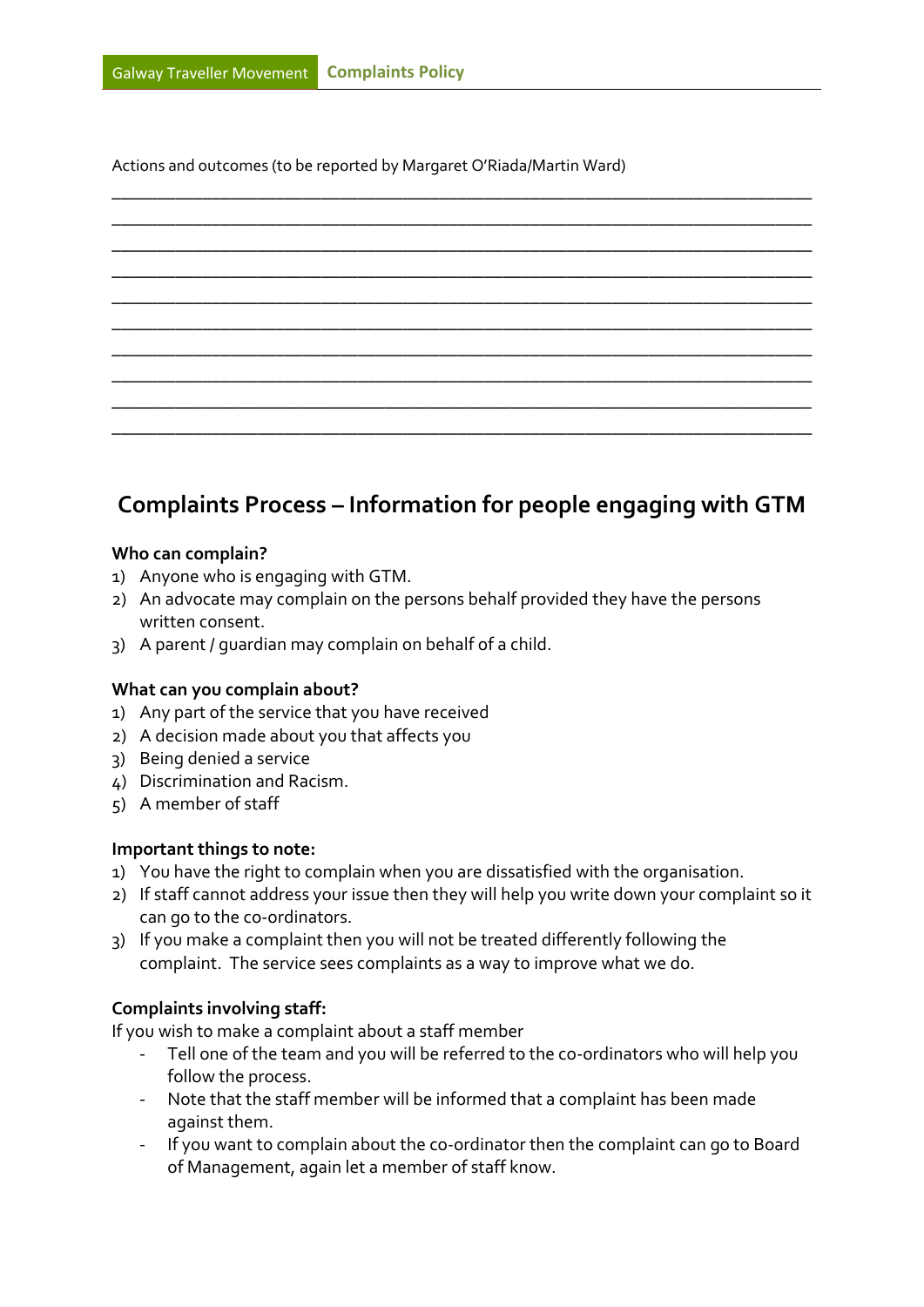Actions and outcomes (to be reported by Margaret O'Riada/Martin Ward)

______________________________________________________________________________
______________________________________________________________________________
______________________________________________________________________________
______________________________________________________________________________
______________________________________________________________________________
______________________________________________________________________________
______________________________________________________________________________
______________________________________________________________________________
______________________________________________________________________________
______________________________________________________________________________

## Complaints Process – Information for people engaging with GTM

**Who can complain?**

1) Anyone who is engaging with GTM.
2) An advocate may complain on the persons behalf provided they have the persons written consent.
3) A parent / guardian may complain on behalf of a child.

**What can you complain about?**

1) Any part of the service that you have received
2) A decision made about you that affects you
3) Being denied a service
4) Discrimination and Racism.
5) A member of staff

**Important things to note:**

1) You have the right to complain when you are dissatisfied with the organisation.
2) If staff cannot address your issue then they will help you write down your complaint so it can go to the co-ordinators.
3) If you make a complaint then you will not be treated differently following the complaint. The service sees complaints as a way to improve what we do.

**Complaints involving staff:**

If you wish to make a complaint about a staff member

- Tell one of the team and you will be referred to the co-ordinators who will help you follow the process.
- Note that the staff member will be informed that a complaint has been made against them.
- If you want to complain about the co-ordinator then the complaint can go to Board of Management, again let a member of staff know.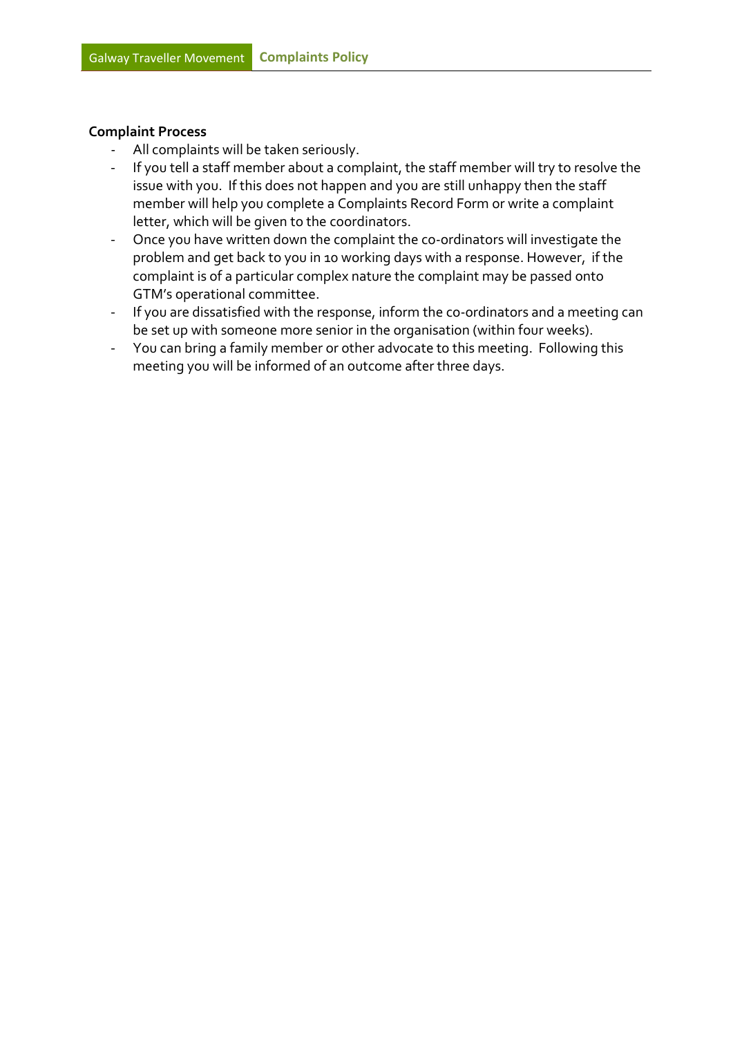**Complaint Process**

- All complaints will be taken seriously.
- If you tell a staff member about a complaint, the staff member will try to resolve the issue with you. If this does not happen and you are still unhappy then the staff member will help you complete a Complaints Record Form or write a complaint letter, which will be given to the coordinators.
- Once you have written down the complaint the co-ordinators will investigate the problem and get back to you in 10 working days with a response. However, if the complaint is of a particular complex nature the complaint may be passed onto GTM's operational committee.
- If you are dissatisfied with the response, inform the co-ordinators and a meeting can be set up with someone more senior in the organisation (within four weeks).
- You can bring a family member or other advocate to this meeting. Following this meeting you will be informed of an outcome after three days.